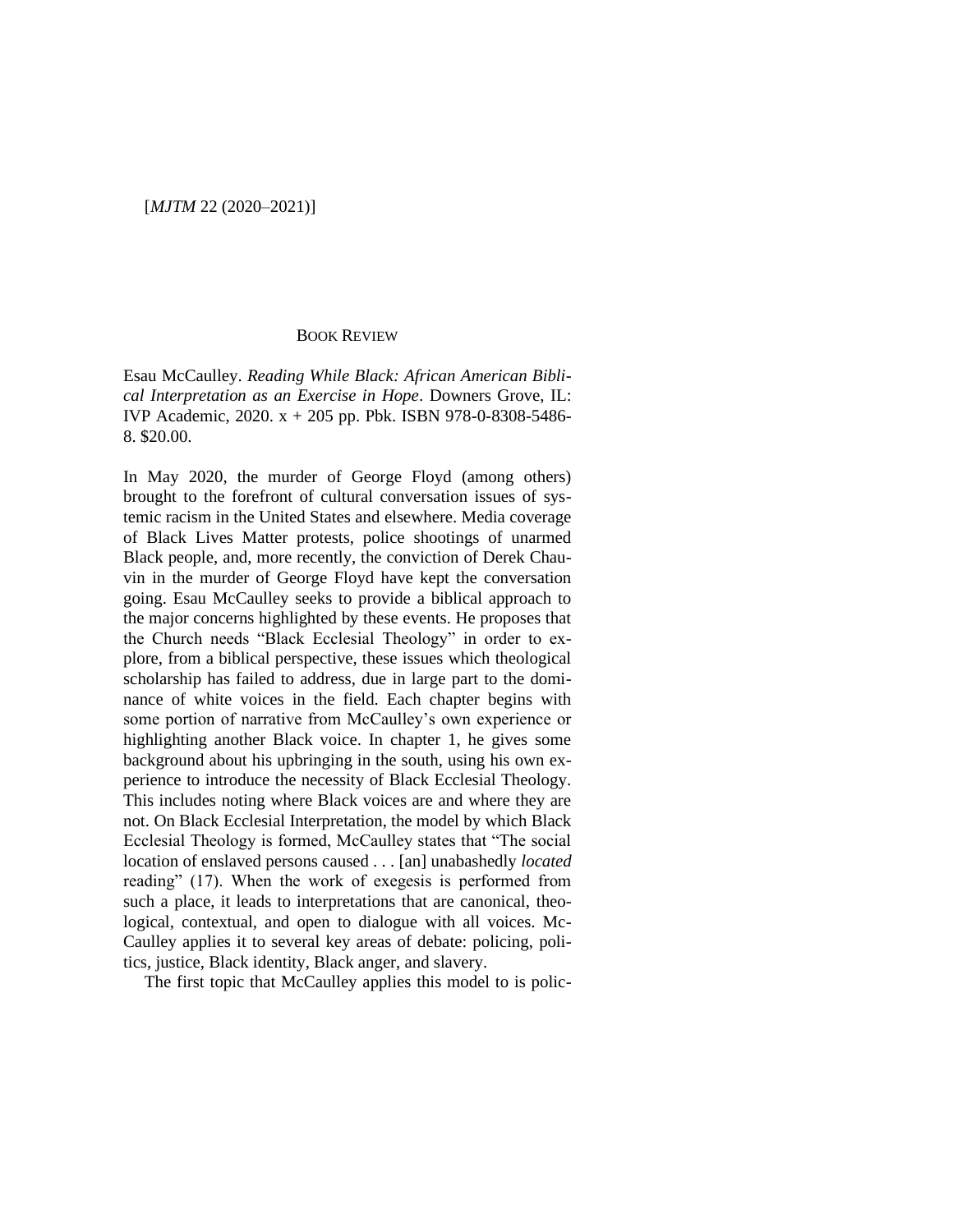## BOOK REVIEW

Esau McCaulley. *Reading While Black: African American Biblical Interpretation as an Exercise in Hope*. Downers Grove, IL: IVP Academic, 2020. x + 205 pp. Pbk. ISBN 978-0-8308-5486-8. $20.00.

In May 2020, the murder of George Floyd (among others) brought to the forefront of cultural conversation issues of systemic racism in the United States and elsewhere. Media coverage of Black Lives Matter protests, police shootings of unarmed Black people, and, more recently, the conviction of Derek Chauvin in the murder of George Floyd have kept the conversation going. Esau McCaulley seeks to provide a biblical approach to the major concerns highlighted by these events. He proposes that the Church needs "Black Ecclesial Theology" in order to explore, from a biblical perspective, these issues which theological scholarship has failed to address, due in large part to the dominance of white voices in the field. Each chapter begins with some portion of narrative from McCaulley's own experience or highlighting another Black voice. In chapter 1, he gives some background about his upbringing in the south, using his own experience to introduce the necessity of Black Ecclesial Theology. This includes noting where Black voices are and where they are not. On Black Ecclesial Interpretation, the model by which Black Ecclesial Theology is formed, McCaulley states that "The social location of enslaved persons caused . . . [an] unabashedly *located* reading" (17). When the work of exegesis is performed from such a place, it leads to interpretations that are canonical, theological, contextual, and open to dialogue with all voices. McCaulley applies it to several key areas of debate: policing, politics, justice, Black identity, Black anger, and slavery.

The first topic that McCaulley applies this model to is polic-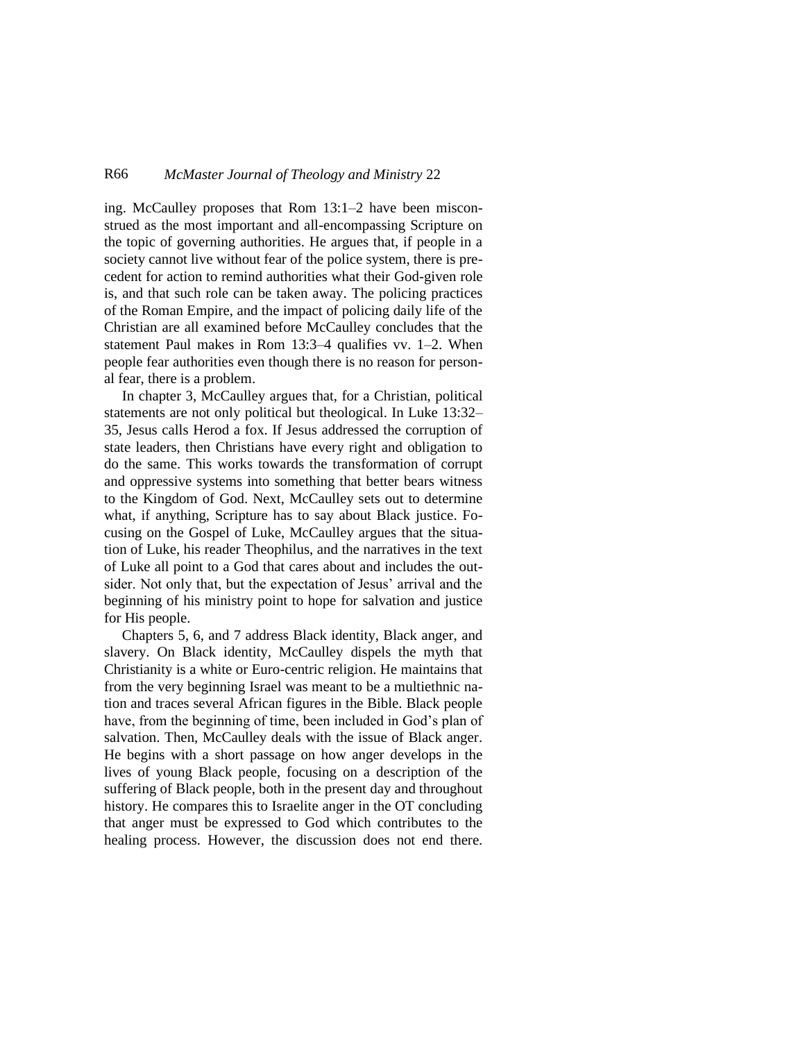ing. McCaulley proposes that Rom 13:1–2 have been misconstrued as the most important and all-encompassing Scripture on the topic of governing authorities. He argues that, if people in a society cannot live without fear of the police system, there is precedent for action to remind authorities what their God-given role is, and that such role can be taken away. The policing practices of the Roman Empire, and the impact of policing daily life of the Christian are all examined before McCaulley concludes that the statement Paul makes in Rom 13:3–4 qualifies vv. 1–2. When people fear authorities even though there is no reason for personal fear, there is a problem.

In chapter 3, McCaulley argues that, for a Christian, political statements are not only political but theological. In Luke 13:32–35, Jesus calls Herod a fox. If Jesus addressed the corruption of state leaders, then Christians have every right and obligation to do the same. This works towards the transformation of corrupt and oppressive systems into something that better bears witness to the Kingdom of God. Next, McCaulley sets out to determine what, if anything, Scripture has to say about Black justice. Focusing on the Gospel of Luke, McCaulley argues that the situation of Luke, his reader Theophilus, and the narratives in the text of Luke all point to a God that cares about and includes the outsider. Not only that, but the expectation of Jesus' arrival and the beginning of his ministry point to hope for salvation and justice for His people.

Chapters 5, 6, and 7 address Black identity, Black anger, and slavery. On Black identity, McCaulley dispels the myth that Christianity is a white or Euro-centric religion. He maintains that from the very beginning Israel was meant to be a multiethnic nation and traces several African figures in the Bible. Black people have, from the beginning of time, been included in God's plan of salvation. Then, McCaulley deals with the issue of Black anger. He begins with a short passage on how anger develops in the lives of young Black people, focusing on a description of the suffering of Black people, both in the present day and throughout history. He compares this to Israelite anger in the OT concluding that anger must be expressed to God which contributes to the healing process. However, the discussion does not end there.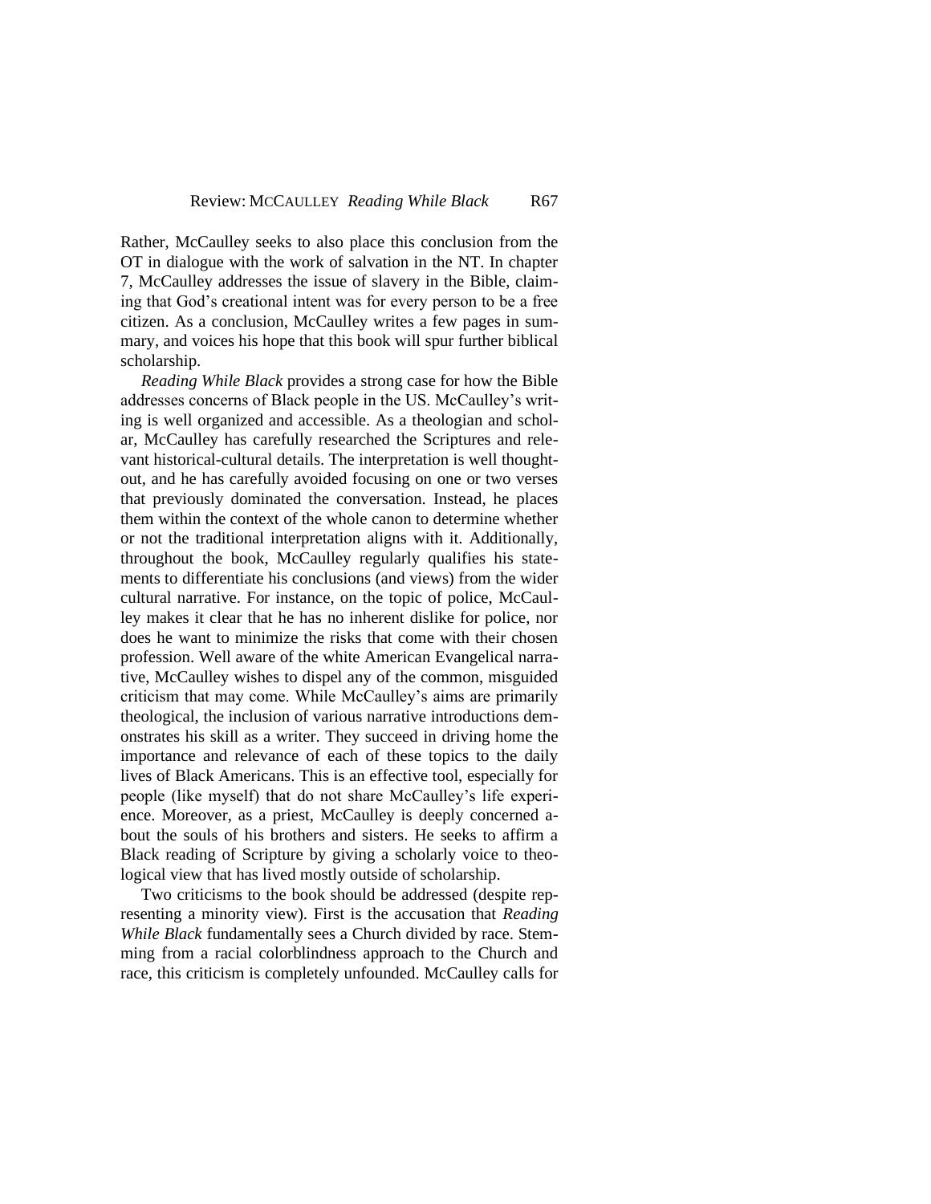Rather, McCaulley seeks to also place this conclusion from the OT in dialogue with the work of salvation in the NT. In chapter 7, McCaulley addresses the issue of slavery in the Bible, claiming that God's creational intent was for every person to be a free citizen. As a conclusion, McCaulley writes a few pages in summary, and voices his hope that this book will spur further biblical scholarship.

*Reading While Black* provides a strong case for how the Bible addresses concerns of Black people in the US. McCaulley's writing is well organized and accessible. As a theologian and scholar, McCaulley has carefully researched the Scriptures and relevant historical-cultural details. The interpretation is well thought-out, and he has carefully avoided focusing on one or two verses that previously dominated the conversation. Instead, he places them within the context of the whole canon to determine whether or not the traditional interpretation aligns with it. Additionally, throughout the book, McCaulley regularly qualifies his statements to differentiate his conclusions (and views) from the wider cultural narrative. For instance, on the topic of police, McCaulley makes it clear that he has no inherent dislike for police, nor does he want to minimize the risks that come with their chosen profession. Well aware of the white American Evangelical narrative, McCaulley wishes to dispel any of the common, misguided criticism that may come. While McCaulley's aims are primarily theological, the inclusion of various narrative introductions demonstrates his skill as a writer. They succeed in driving home the importance and relevance of each of these topics to the daily lives of Black Americans. This is an effective tool, especially for people (like myself) that do not share McCaulley's life experience. Moreover, as a priest, McCaulley is deeply concerned about the souls of his brothers and sisters. He seeks to affirm a Black reading of Scripture by giving a scholarly voice to theological view that has lived mostly outside of scholarship.

Two criticisms to the book should be addressed (despite representing a minority view). First is the accusation that *Reading While Black* fundamentally sees a Church divided by race. Stemming from a racial colorblindness approach to the Church and race, this criticism is completely unfounded. McCaulley calls for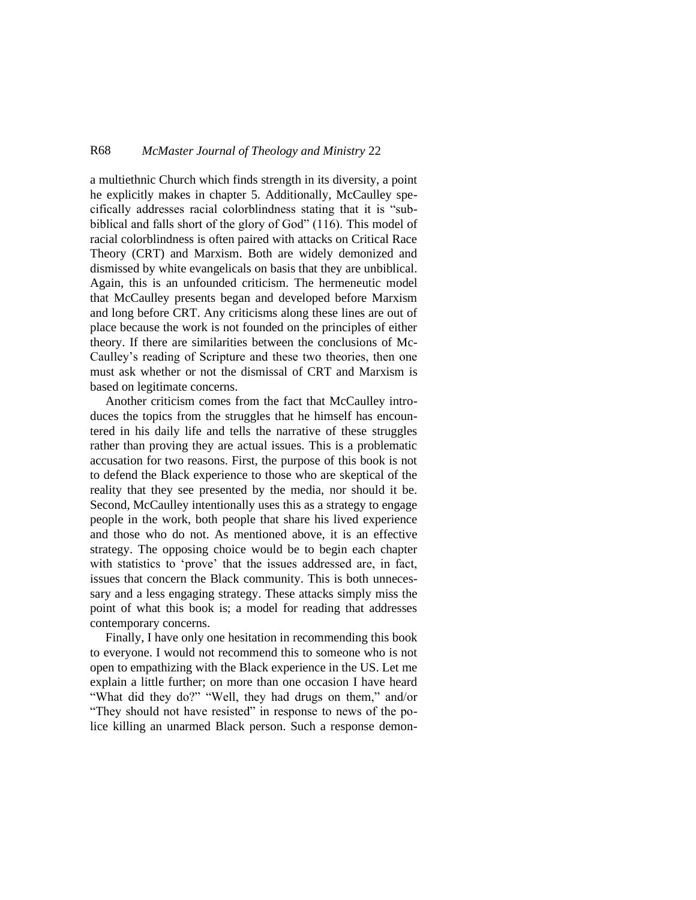a multiethnic Church which finds strength in its diversity, a point he explicitly makes in chapter 5. Additionally, McCaulley specifically addresses racial colorblindness stating that it is "sub-biblical and falls short of the glory of God" (116). This model of racial colorblindness is often paired with attacks on Critical Race Theory (CRT) and Marxism. Both are widely demonized and dismissed by white evangelicals on basis that they are unbiblical. Again, this is an unfounded criticism. The hermeneutic model that McCaulley presents began and developed before Marxism and long before CRT. Any criticisms along these lines are out of place because the work is not founded on the principles of either theory. If there are similarities between the conclusions of McCaulley's reading of Scripture and these two theories, then one must ask whether or not the dismissal of CRT and Marxism is based on legitimate concerns.

Another criticism comes from the fact that McCaulley introduces the topics from the struggles that he himself has encountered in his daily life and tells the narrative of these struggles rather than proving they are actual issues. This is a problematic accusation for two reasons. First, the purpose of this book is not to defend the Black experience to those who are skeptical of the reality that they see presented by the media, nor should it be. Second, McCaulley intentionally uses this as a strategy to engage people in the work, both people that share his lived experience and those who do not. As mentioned above, it is an effective strategy. The opposing choice would be to begin each chapter with statistics to 'prove' that the issues addressed are, in fact, issues that concern the Black community. This is both unnecessary and a less engaging strategy. These attacks simply miss the point of what this book is; a model for reading that addresses contemporary concerns.

Finally, I have only one hesitation in recommending this book to everyone. I would not recommend this to someone who is not open to empathizing with the Black experience in the US. Let me explain a little further; on more than one occasion I have heard "What did they do?" "Well, they had drugs on them," and/or "They should not have resisted" in response to news of the police killing an unarmed Black person. Such a response demon-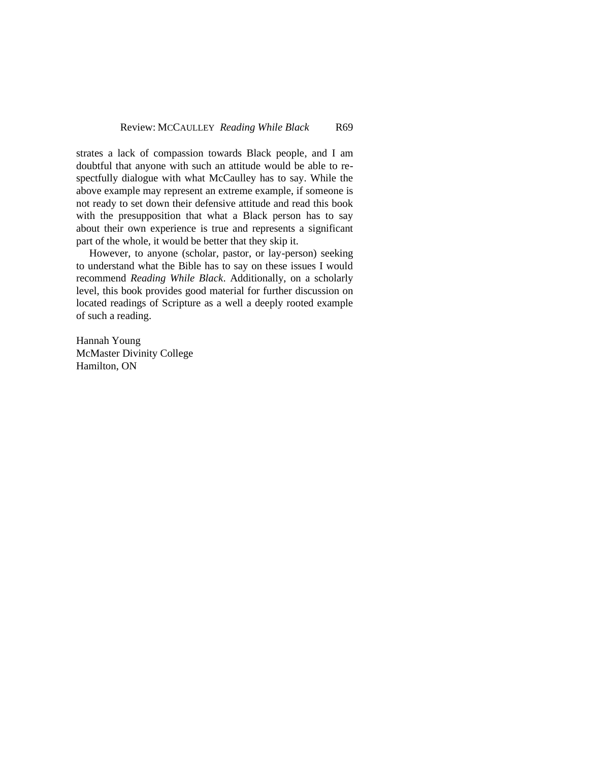strates a lack of compassion towards Black people, and I am doubtful that anyone with such an attitude would be able to respectfully dialogue with what McCaulley has to say. While the above example may represent an extreme example, if someone is not ready to set down their defensive attitude and read this book with the presupposition that what a Black person has to say about their own experience is true and represents a significant part of the whole, it would be better that they skip it.

However, to anyone (scholar, pastor, or lay-person) seeking to understand what the Bible has to say on these issues I would recommend *Reading While Black*. Additionally, on a scholarly level, this book provides good material for further discussion on located readings of Scripture as a well a deeply rooted example of such a reading.

Hannah Young
McMaster Divinity College
Hamilton, ON